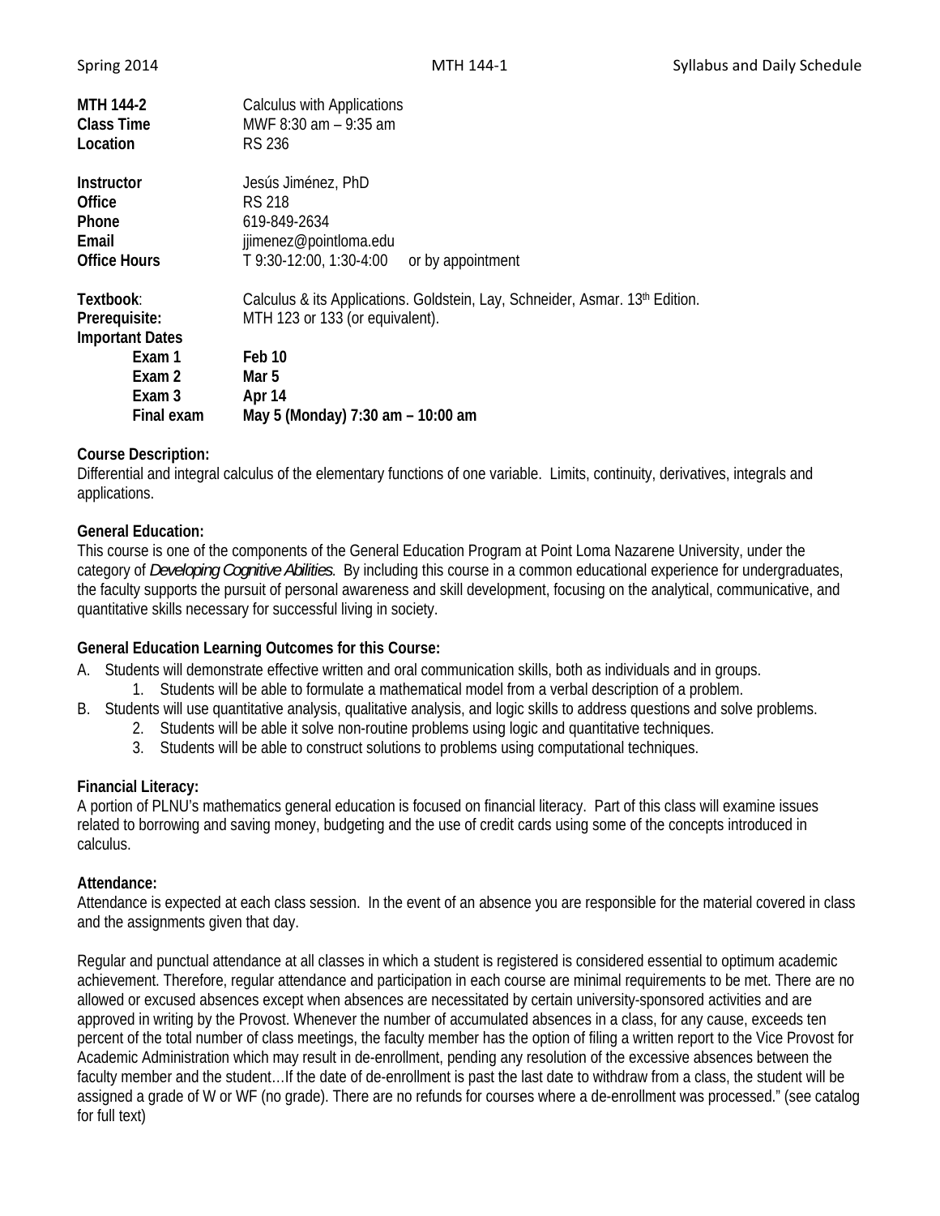| | |
|---|---|
| **MTH 144-2** | Calculus with Applications |
| **Class Time** | MWF 8:30 am – 9:35 am |
| **Location** | RS 236 |
| | |
| **Instructor** | Jesús Jiménez, PhD |
| **Office** | RS 218 |
| **Phone** | 619-849-2634 |
| **Email** | jjimenez@pointloma.edu |
| **Office Hours** | T 9:30-12:00, 1:30-4:00 or by appointment |
| | |
| **Textbook**: | Calculus & its Applications. Goldstein, Lay, Schneider, Asmar. 13th Edition. |
| **Prerequisite:** | MTH 123 or 133 (or equivalent). |
| **Important Dates** | |
| **Exam 1** | **Feb 10** |
| **Exam 2** | **Mar 5** |
| **Exam 3** | **Apr 14** |
| **Final exam** | **May 5 (Monday) 7:30 am – 10:00 am** |

**Course Description:**

Differential and integral calculus of the elementary functions of one variable. Limits, continuity, derivatives, integrals and applications.

**General Education:**

This course is one of the components of the General Education Program at Point Loma Nazarene University, under the category of *Developing Cognitive Abilities*. By including this course in a common educational experience for undergraduates, the faculty supports the pursuit of personal awareness and skill development, focusing on the analytical, communicative, and quantitative skills necessary for successful living in society.

**General Education Learning Outcomes for this Course:**

A. Students will demonstrate effective written and oral communication skills, both as individuals and in groups.
   1. Students will be able to formulate a mathematical model from a verbal description of a problem.

B. Students will use quantitative analysis, qualitative analysis, and logic skills to address questions and solve problems.
   2. Students will be able it solve non-routine problems using logic and quantitative techniques.
   3. Students will be able to construct solutions to problems using computational techniques.

**Financial Literacy:**

A portion of PLNU's mathematics general education is focused on financial literacy. Part of this class will examine issues related to borrowing and saving money, budgeting and the use of credit cards using some of the concepts introduced in calculus.

**Attendance:**

Attendance is expected at each class session. In the event of an absence you are responsible for the material covered in class and the assignments given that day.

Regular and punctual attendance at all classes in which a student is registered is considered essential to optimum academic achievement. Therefore, regular attendance and participation in each course are minimal requirements to be met. There are no allowed or excused absences except when absences are necessitated by certain university-sponsored activities and are approved in writing by the Provost. Whenever the number of accumulated absences in a class, for any cause, exceeds ten percent of the total number of class meetings, the faculty member has the option of filing a written report to the Vice Provost for Academic Administration which may result in de-enrollment, pending any resolution of the excessive absences between the faculty member and the student…If the date of de-enrollment is past the last date to withdraw from a class, the student will be assigned a grade of W or WF (no grade). There are no refunds for courses where a de-enrollment was processed." (see catalog for full text)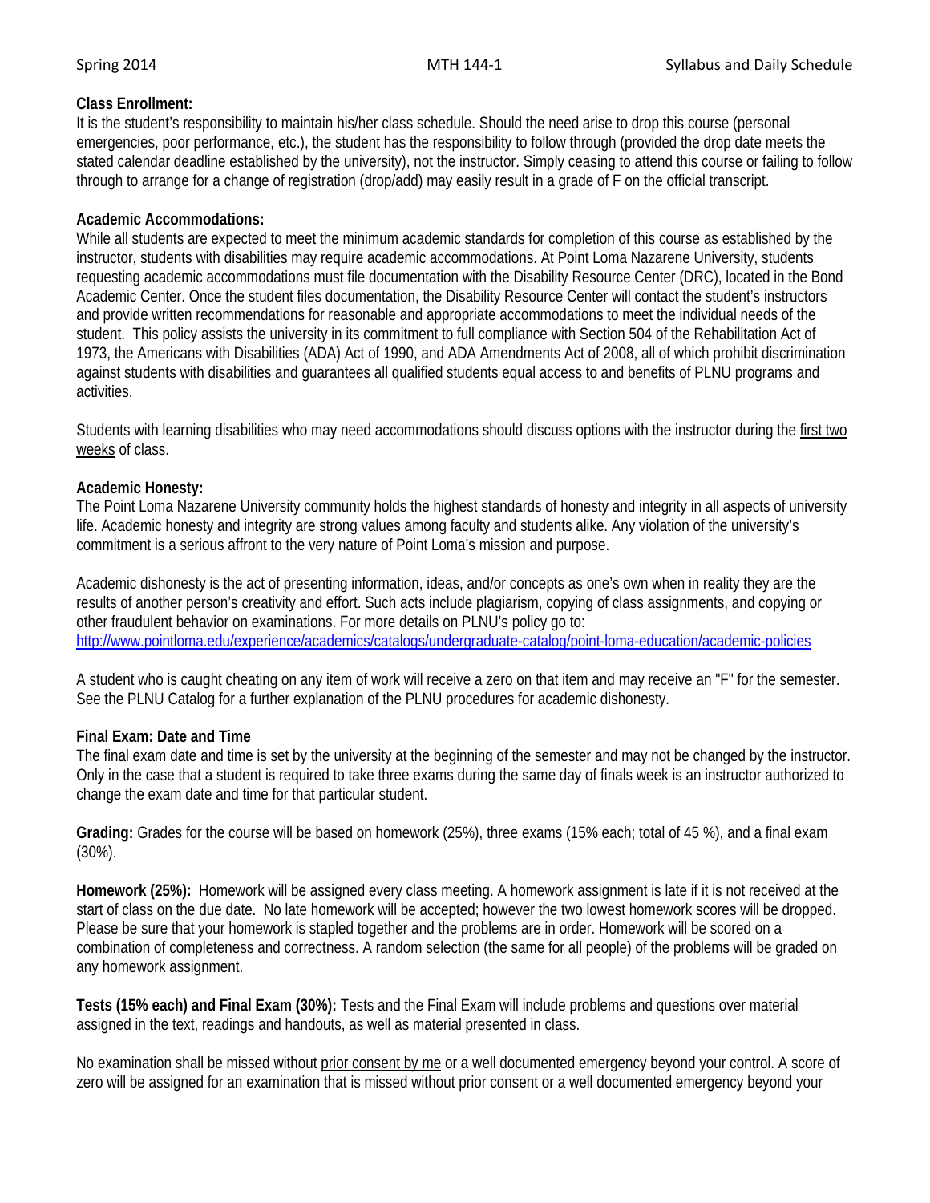**Class Enrollment:**
It is the student's responsibility to maintain his/her class schedule. Should the need arise to drop this course (personal emergencies, poor performance, etc.), the student has the responsibility to follow through (provided the drop date meets the stated calendar deadline established by the university), not the instructor. Simply ceasing to attend this course or failing to follow through to arrange for a change of registration (drop/add) may easily result in a grade of F on the official transcript.

**Academic Accommodations:**
While all students are expected to meet the minimum academic standards for completion of this course as established by the instructor, students with disabilities may require academic accommodations. At Point Loma Nazarene University, students requesting academic accommodations must file documentation with the Disability Resource Center (DRC), located in the Bond Academic Center. Once the student files documentation, the Disability Resource Center will contact the student's instructors and provide written recommendations for reasonable and appropriate accommodations to meet the individual needs of the student. This policy assists the university in its commitment to full compliance with Section 504 of the Rehabilitation Act of 1973, the Americans with Disabilities (ADA) Act of 1990, and ADA Amendments Act of 2008, all of which prohibit discrimination against students with disabilities and guarantees all qualified students equal access to and benefits of PLNU programs and activities.

Students with learning disabilities who may need accommodations should discuss options with the instructor during the first two weeks of class.

**Academic Honesty:**
The Point Loma Nazarene University community holds the highest standards of honesty and integrity in all aspects of university life. Academic honesty and integrity are strong values among faculty and students alike. Any violation of the university's commitment is a serious affront to the very nature of Point Loma's mission and purpose.

Academic dishonesty is the act of presenting information, ideas, and/or concepts as one's own when in reality they are the results of another person's creativity and effort. Such acts include plagiarism, copying of class assignments, and copying or other fraudulent behavior on examinations. For more details on PLNU's policy go to:
http://www.pointloma.edu/experience/academics/catalogs/undergraduate-catalog/point-loma-education/academic-policies

A student who is caught cheating on any item of work will receive a zero on that item and may receive an "F" for the semester. See the PLNU Catalog for a further explanation of the PLNU procedures for academic dishonesty.

**Final Exam: Date and Time**
The final exam date and time is set by the university at the beginning of the semester and may not be changed by the instructor. Only in the case that a student is required to take three exams during the same day of finals week is an instructor authorized to change the exam date and time for that particular student.

**Grading:** Grades for the course will be based on homework (25%), three exams (15% each; total of 45 %), and a final exam (30%).

**Homework (25%):** Homework will be assigned every class meeting. A homework assignment is late if it is not received at the start of class on the due date. No late homework will be accepted; however the two lowest homework scores will be dropped. Please be sure that your homework is stapled together and the problems are in order. Homework will be scored on a combination of completeness and correctness. A random selection (the same for all people) of the problems will be graded on any homework assignment.

**Tests (15% each) and Final Exam (30%):** Tests and the Final Exam will include problems and questions over material assigned in the text, readings and handouts, as well as material presented in class.

No examination shall be missed without prior consent by me or a well documented emergency beyond your control. A score of zero will be assigned for an examination that is missed without prior consent or a well documented emergency beyond your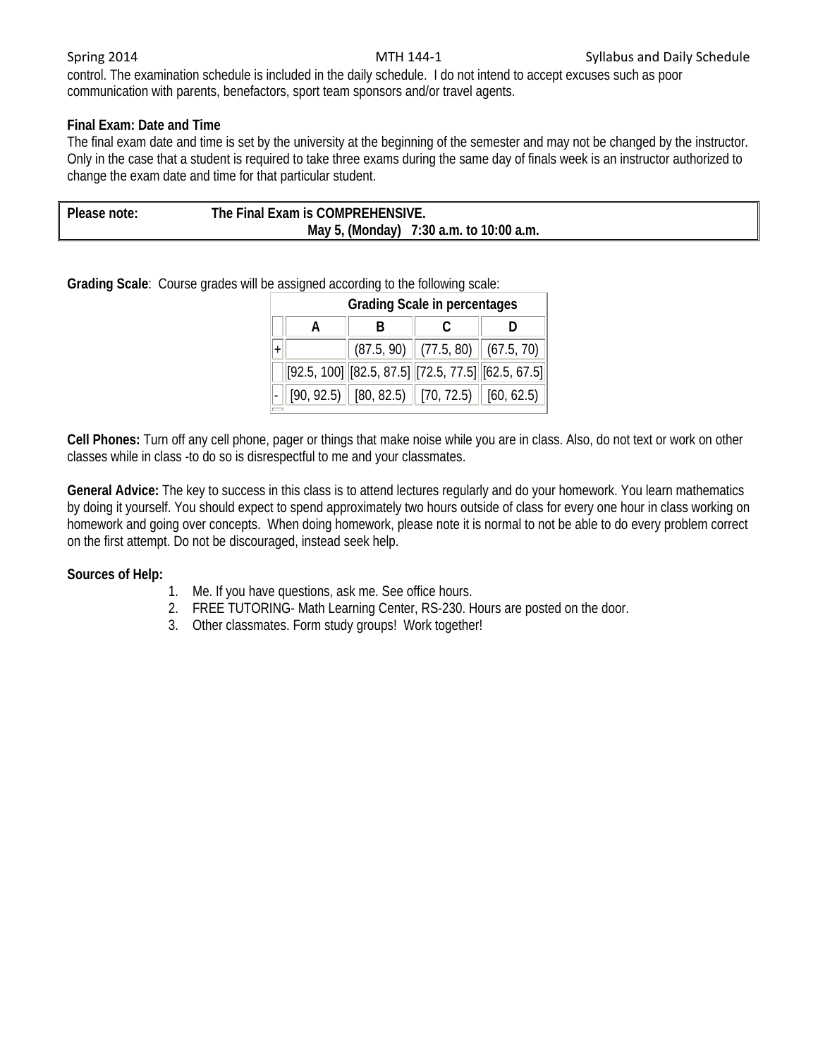control. The examination schedule is included in the daily schedule. I do not intend to accept excuses such as poor communication with parents, benefactors, sport team sponsors and/or travel agents.

**Final Exam: Date and Time**
The final exam date and time is set by the university at the beginning of the semester and may not be changed by the instructor. Only in the case that a student is required to take three exams during the same day of finals week is an instructor authorized to change the exam date and time for that particular student.

| **Please note:** | **The Final Exam is COMPREHENSIVE.** <br> **May 5, (Monday) 7:30 a.m. to 10:00 a.m.** |
|---|---|

**Grading Scale**: Course grades will be assigned according to the following scale:

| | Grading Scale in percentages | | | |
|---|---|---|---|---|
| | A | B | C | D |
| + | | (87.5, 90) | (77.5, 80) | (67.5, 70) |
| | [92.5, 100] | [82.5, 87.5] | [72.5, 77.5] | [62.5, 67.5] |
| - | [90, 92.5) | [80, 82.5) | [70, 72.5) | [60, 62.5) |

**Cell Phones:** Turn off any cell phone, pager or things that make noise while you are in class. Also, do not text or work on other classes while in class -to do so is disrespectful to me and your classmates.

**General Advice:** The key to success in this class is to attend lectures regularly and do your homework. You learn mathematics by doing it yourself. You should expect to spend approximately two hours outside of class for every one hour in class working on homework and going over concepts. When doing homework, please note it is normal to not be able to do every problem correct on the first attempt. Do not be discouraged, instead seek help.

**Sources of Help:**

1. Me. If you have questions, ask me. See office hours.
2. FREE TUTORING- Math Learning Center, RS-230. Hours are posted on the door.
3. Other classmates. Form study groups! Work together!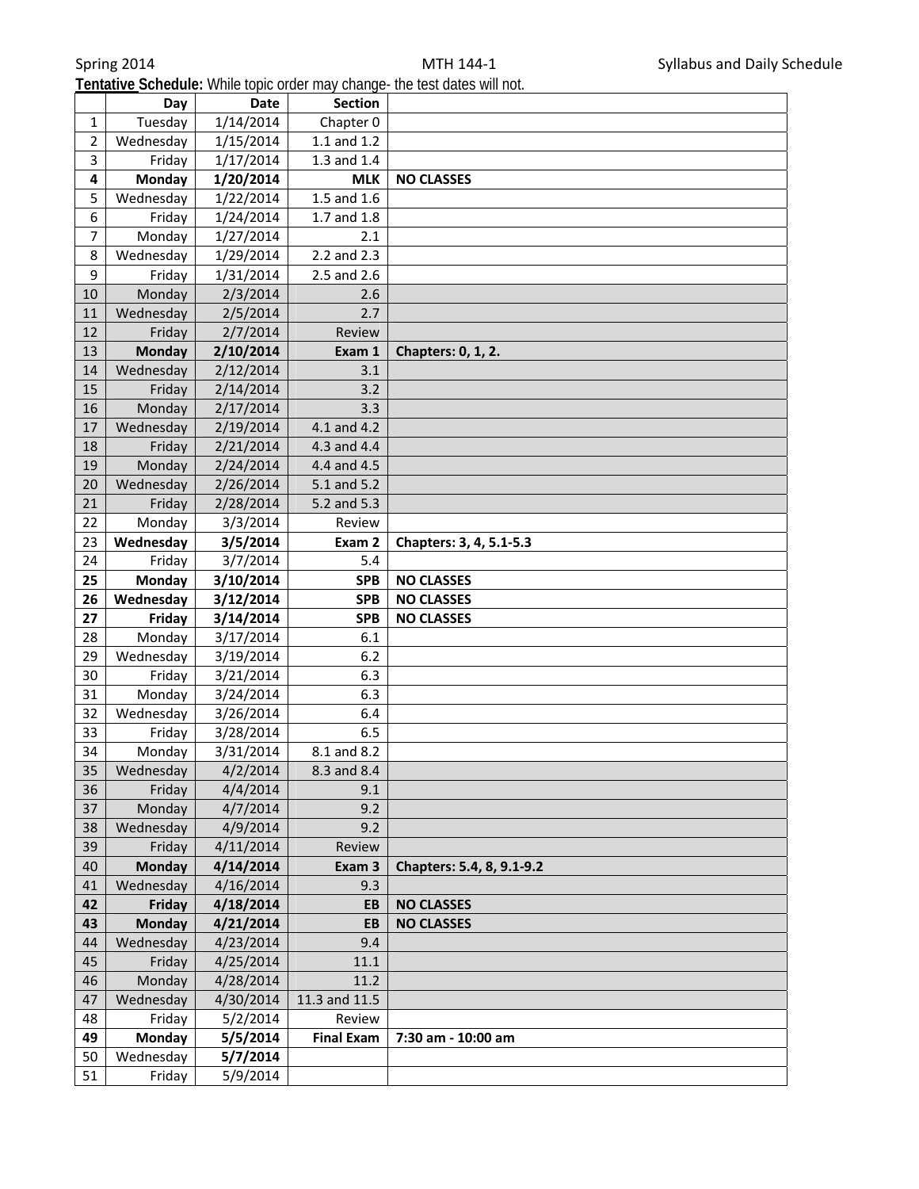**Tentative Schedule:** While topic order may change- the test dates will not.

| | Day | Date | Section | |
|---|---|---|---|---|
| 1 | Tuesday | 1/14/2014 | Chapter 0 | |
| 2 | Wednesday | 1/15/2014 | 1.1 and 1.2 | |
| 3 | Friday | 1/17/2014 | 1.3 and 1.4 | |
| **4** | **Monday** | **1/20/2014** | **MLK** | **NO CLASSES** |
| 5 | Wednesday | 1/22/2014 | 1.5 and 1.6 | |
| 6 | Friday | 1/24/2014 | 1.7 and 1.8 | |
| 7 | Monday | 1/27/2014 | 2.1 | |
| 8 | Wednesday | 1/29/2014 | 2.2 and 2.3 | |
| 9 | Friday | 1/31/2014 | 2.5 and 2.6 | |
| 10 | Monday | 2/3/2014 | 2.6 | |
| 11 | Wednesday | 2/5/2014 | 2.7 | |
| 12 | Friday | 2/7/2014 | Review | |
| 13 | **Monday** | **2/10/2014** | **Exam 1** | **Chapters: 0, 1, 2.** |
| 14 | Wednesday | 2/12/2014 | 3.1 | |
| 15 | Friday | 2/14/2014 | 3.2 | |
| 16 | Monday | 2/17/2014 | 3.3 | |
| 17 | Wednesday | 2/19/2014 | 4.1 and 4.2 | |
| 18 | Friday | 2/21/2014 | 4.3 and 4.4 | |
| 19 | Monday | 2/24/2014 | 4.4 and 4.5 | |
| 20 | Wednesday | 2/26/2014 | 5.1 and 5.2 | |
| 21 | Friday | 2/28/2014 | 5.2 and 5.3 | |
| 22 | Monday | 3/3/2014 | Review | |
| 23 | **Wednesday** | **3/5/2014** | **Exam 2** | **Chapters: 3, 4, 5.1-5.3** |
| 24 | Friday | 3/7/2014 | 5.4 | |
| **25** | **Monday** | **3/10/2014** | **SPB** | **NO CLASSES** |
| **26** | **Wednesday** | **3/12/2014** | **SPB** | **NO CLASSES** |
| **27** | **Friday** | **3/14/2014** | **SPB** | **NO CLASSES** |
| 28 | Monday | 3/17/2014 | 6.1 | |
| 29 | Wednesday | 3/19/2014 | 6.2 | |
| 30 | Friday | 3/21/2014 | 6.3 | |
| 31 | Monday | 3/24/2014 | 6.3 | |
| 32 | Wednesday | 3/26/2014 | 6.4 | |
| 33 | Friday | 3/28/2014 | 6.5 | |
| 34 | Monday | 3/31/2014 | 8.1 and 8.2 | |
| 35 | Wednesday | 4/2/2014 | 8.3 and 8.4 | |
| 36 | Friday | 4/4/2014 | 9.1 | |
| 37 | Monday | 4/7/2014 | 9.2 | |
| 38 | Wednesday | 4/9/2014 | 9.2 | |
| 39 | Friday | 4/11/2014 | Review | |
| 40 | **Monday** | **4/14/2014** | **Exam 3** | **Chapters: 5.4, 8, 9.1-9.2** |
| 41 | Wednesday | 4/16/2014 | 9.3 | |
| **42** | **Friday** | **4/18/2014** | **EB** | **NO CLASSES** |
| **43** | **Monday** | **4/21/2014** | **EB** | **NO CLASSES** |
| 44 | Wednesday | 4/23/2014 | 9.4 | |
| 45 | Friday | 4/25/2014 | 11.1 | |
| 46 | Monday | 4/28/2014 | 11.2 | |
| 47 | Wednesday | 4/30/2014 | 11.3 and 11.5 | |
| 48 | Friday | 5/2/2014 | Review | |
| **49** | **Monday** | **5/5/2014** | **Final Exam** | **7:30 am - 10:00 am** |
| 50 | Wednesday | **5/7/2014** | | |
| 51 | Friday | 5/9/2014 | | |